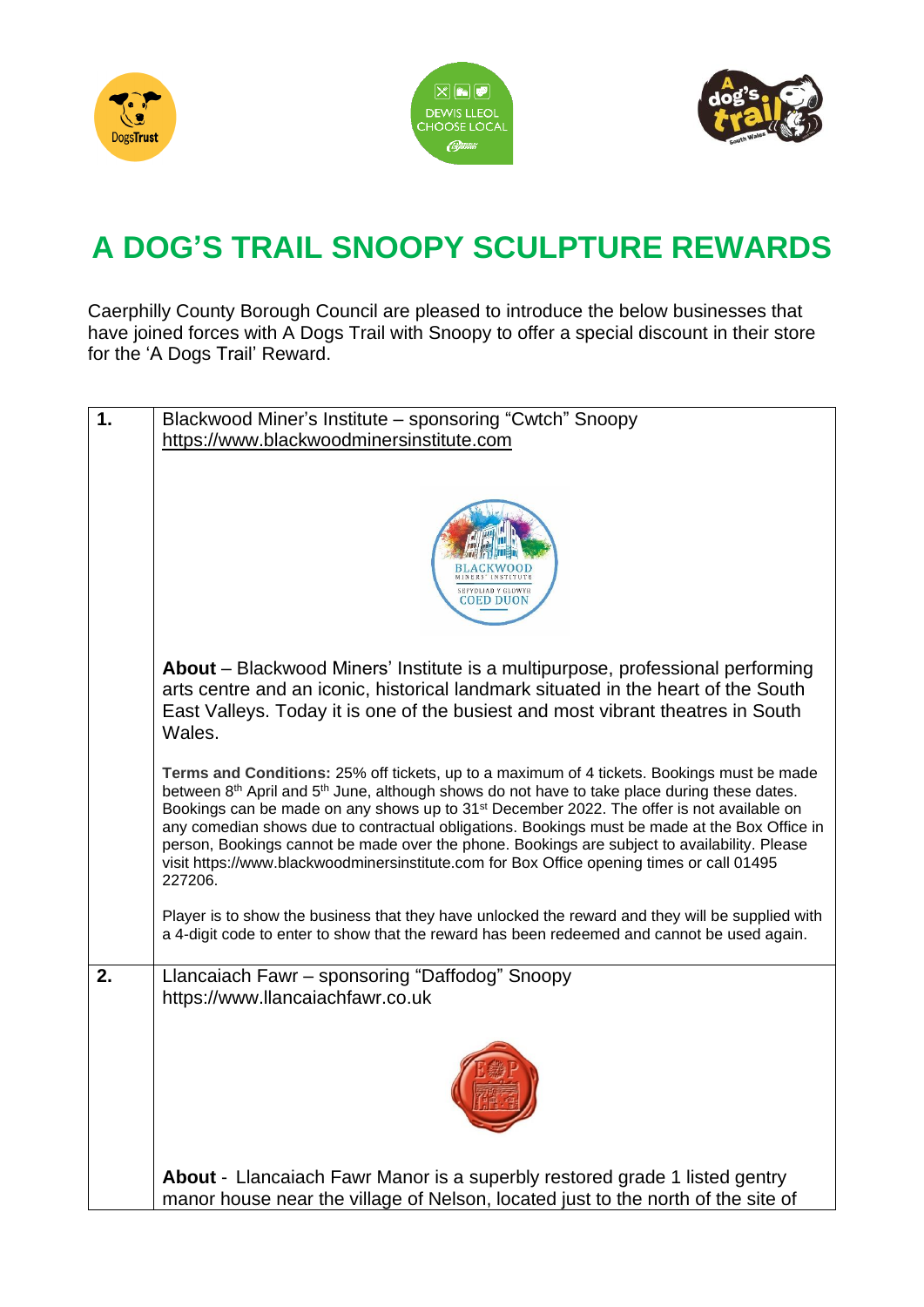# A DOG'S TRAIL SNOOPY SCULPTURE REWARDS

Caerphilly County Borough Council are pleased to introduce the below businesses that have joined forces with A Dogs Trail with Snoopy to offer a special discount in their store for the 'A Dogs Trail' Reward.

| | |
|---|---|
| 1. | Blackwood Miner's Institute – sponsoring "Cwtch" Snoopy<br>https://www.blackwoodminersinstitute.com<br><br>**About** – Blackwood Miners' Institute is a multipurpose, professional performing arts centre and an iconic, historical landmark situated in the heart of the South East Valleys. Today it is one of the busiest and most vibrant theatres in South Wales.<br><br>**Terms and Conditions:** 25% off tickets, up to a maximum of 4 tickets. Bookings must be made between 8th April and 5th June, although shows do not have to take place during these dates. Bookings can be made on any shows up to 31st December 2022. The offer is not available on any comedian shows due to contractual obligations. Bookings must be made at the Box Office in person, Bookings cannot be made over the phone. Bookings are subject to availability. Please visit https://www.blackwoodminersinstitute.com for Box Office opening times or call 01495 227206.<br><br>Player is to show the business that they have unlocked the reward and they will be supplied with a 4-digit code to enter to show that the reward has been redeemed and cannot be used again. |
| 2. | Llancaiach Fawr – sponsoring "Daffodog" Snoopy<br>https://www.llancaiachfawr.co.uk<br><br>**About** - Llancaiach Fawr Manor is a superbly restored grade 1 listed gentry manor house near the village of Nelson, located just to the north of the site of |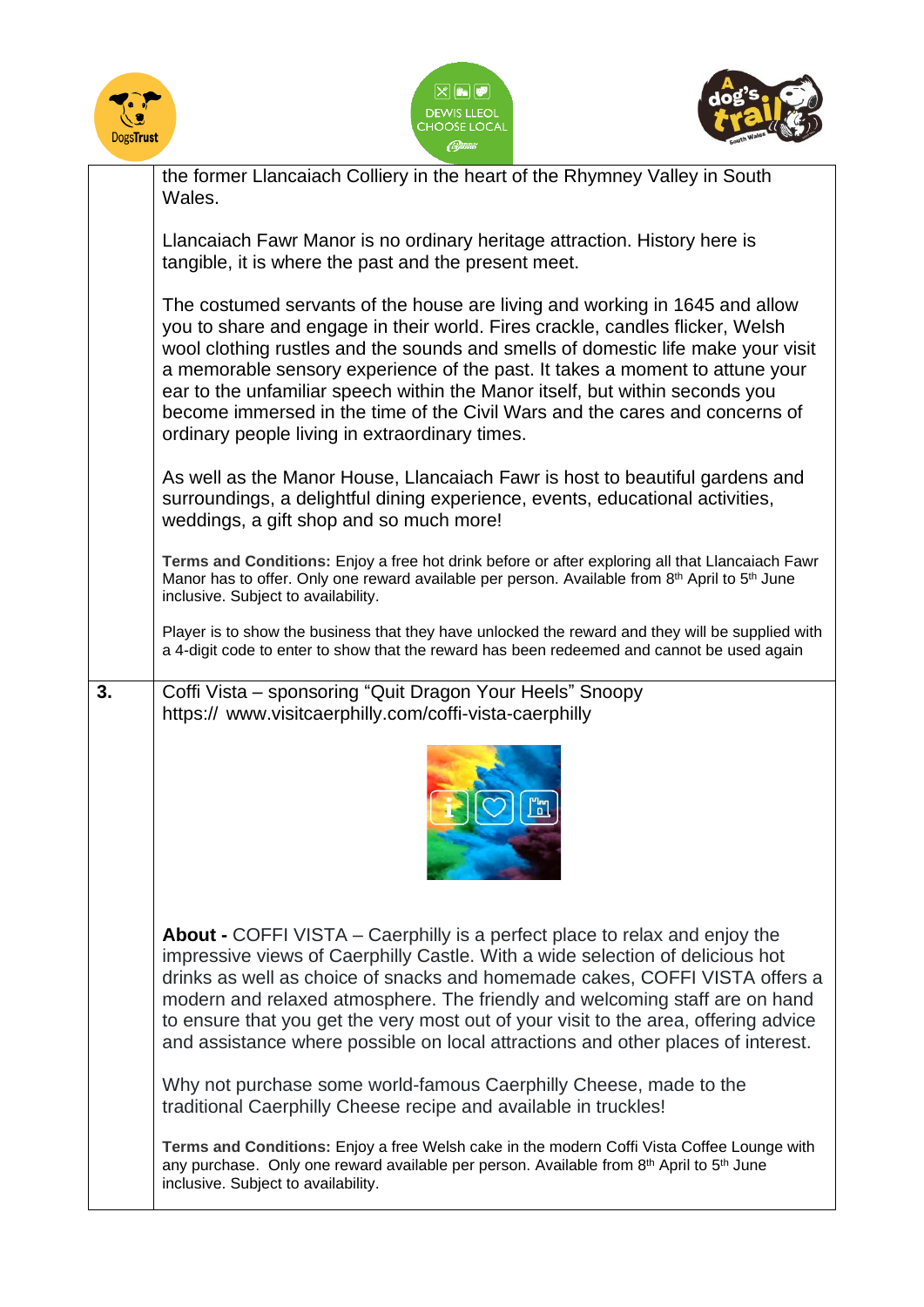| | |
|---|---|
| | the former Llancaiach Colliery in the heart of the Rhymney Valley in South Wales.<br><br>Llancaiach Fawr Manor is no ordinary heritage attraction. History here is tangible, it is where the past and the present meet.<br><br>The costumed servants of the house are living and working in 1645 and allow you to share and engage in their world. Fires crackle, candles flicker, Welsh wool clothing rustles and the sounds and smells of domestic life make your visit a memorable sensory experience of the past. It takes a moment to attune your ear to the unfamiliar speech within the Manor itself, but within seconds you become immersed in the time of the Civil Wars and the cares and concerns of ordinary people living in extraordinary times.<br><br>As well as the Manor House, Llancaiach Fawr is host to beautiful gardens and surroundings, a delightful dining experience, events, educational activities, weddings, a gift shop and so much more!<br><br>**Terms and Conditions:** Enjoy a free hot drink before or after exploring all that Llancaiach Fawr Manor has to offer. Only one reward available per person. Available from 8th April to 5th June inclusive. Subject to availability.<br><br>Player is to show the business that they have unlocked the reward and they will be supplied with a 4-digit code to enter to show that the reward has been redeemed and cannot be used again |
| **3.** | Coffi Vista – sponsoring "Quit Dragon Your Heels" Snoopy<br>https:// www.visitcaerphilly.com/coffi-vista-caerphilly<br><br>**About -** COFFI VISTA – Caerphilly is a perfect place to relax and enjoy the impressive views of Caerphilly Castle. With a wide selection of delicious hot drinks as well as choice of snacks and homemade cakes, COFFI VISTA offers a modern and relaxed atmosphere. The friendly and welcoming staff are on hand to ensure that you get the very most out of your visit to the area, offering advice and assistance where possible on local attractions and other places of interest.<br><br>Why not purchase some world-famous Caerphilly Cheese, made to the traditional Caerphilly Cheese recipe and available in truckles!<br><br>**Terms and Conditions:** Enjoy a free Welsh cake in the modern Coffi Vista Coffee Lounge with any purchase. Only one reward available per person. Available from 8th April to 5th June inclusive. Subject to availability. |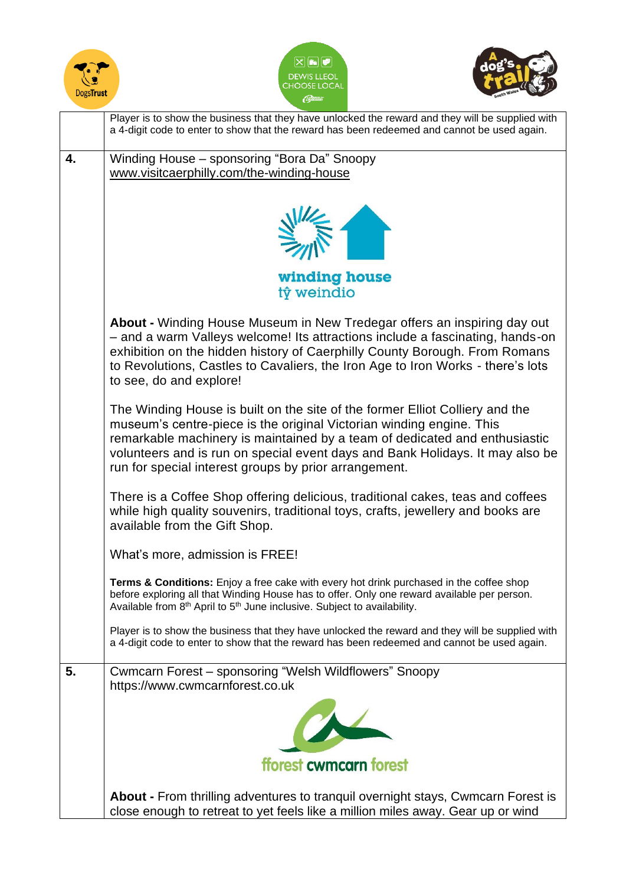| | |
|---|---|
| | Player is to show the business that they have unlocked the reward and they will be supplied with a 4-digit code to enter to show that the reward has been redeemed and cannot be used again. |
| **4.** | Winding House – sponsoring "Bora Da" Snoopy<br>www.visitcaerphilly.com/the-winding-house<br><br>winding house<br>tŷ weindio<br><br>**About -** Winding House Museum in New Tredegar offers an inspiring day out – and a warm Valleys welcome! Its attractions include a fascinating, hands-on exhibition on the hidden history of Caerphilly County Borough. From Romans to Revolutions, Castles to Cavaliers, the Iron Age to Iron Works - there's lots to see, do and explore!<br><br>The Winding House is built on the site of the former Elliot Colliery and the museum's centre-piece is the original Victorian winding engine. This remarkable machinery is maintained by a team of dedicated and enthusiastic volunteers and is run on special event days and Bank Holidays. It may also be run for special interest groups by prior arrangement.<br><br>There is a Coffee Shop offering delicious, traditional cakes, teas and coffees while high quality souvenirs, traditional toys, crafts, jewellery and books are available from the Gift Shop.<br><br>What's more, admission is FREE!<br><br>**Terms & Conditions:** Enjoy a free cake with every hot drink purchased in the coffee shop before exploring all that Winding House has to offer. Only one reward available per person. Available from 8th April to 5th June inclusive. Subject to availability.<br><br>Player is to show the business that they have unlocked the reward and they will be supplied with a 4-digit code to enter to show that the reward has been redeemed and cannot be used again. |
| **5.** | Cwmcarn Forest – sponsoring "Welsh Wildflowers" Snoopy<br>https://www.cwmcarnforest.co.uk<br><br>fforest cwmcarn forest<br><br>**About -** From thrilling adventures to tranquil overnight stays, Cwmcarn Forest is close enough to retreat to yet feels like a million miles away. Gear up or wind |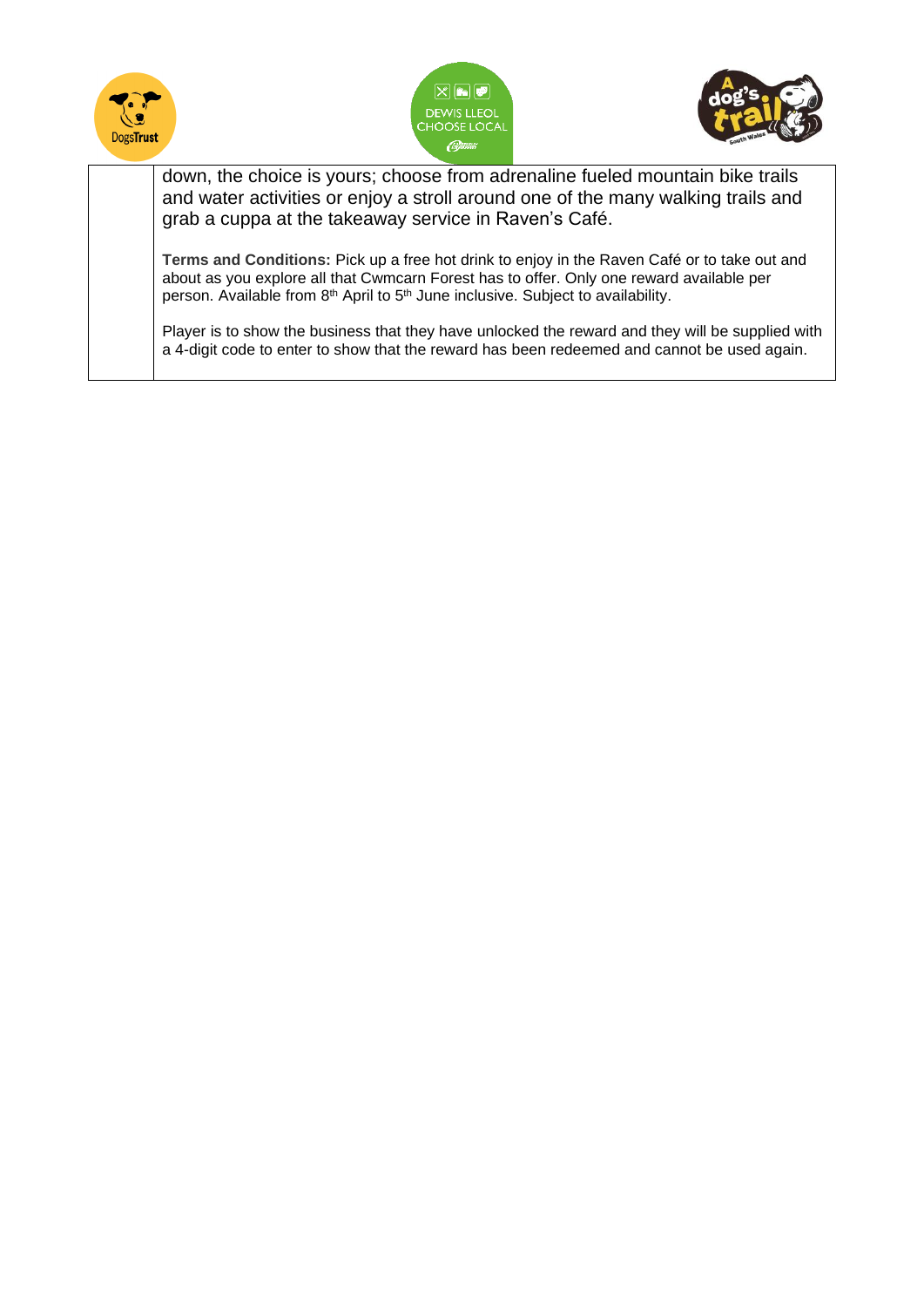| | |
|---|---|
| | down, the choice is yours; choose from adrenaline fueled mountain bike trails and water activities or enjoy a stroll around one of the many walking trails and grab a cuppa at the takeaway service in Raven's Café.<br><br>**Terms and Conditions:** Pick up a free hot drink to enjoy in the Raven Café or to take out and about as you explore all that Cwmcarn Forest has to offer. Only one reward available per person. Available from 8th April to 5th June inclusive. Subject to availability.<br><br>Player is to show the business that they have unlocked the reward and they will be supplied with a 4-digit code to enter to show that the reward has been redeemed and cannot be used again. |